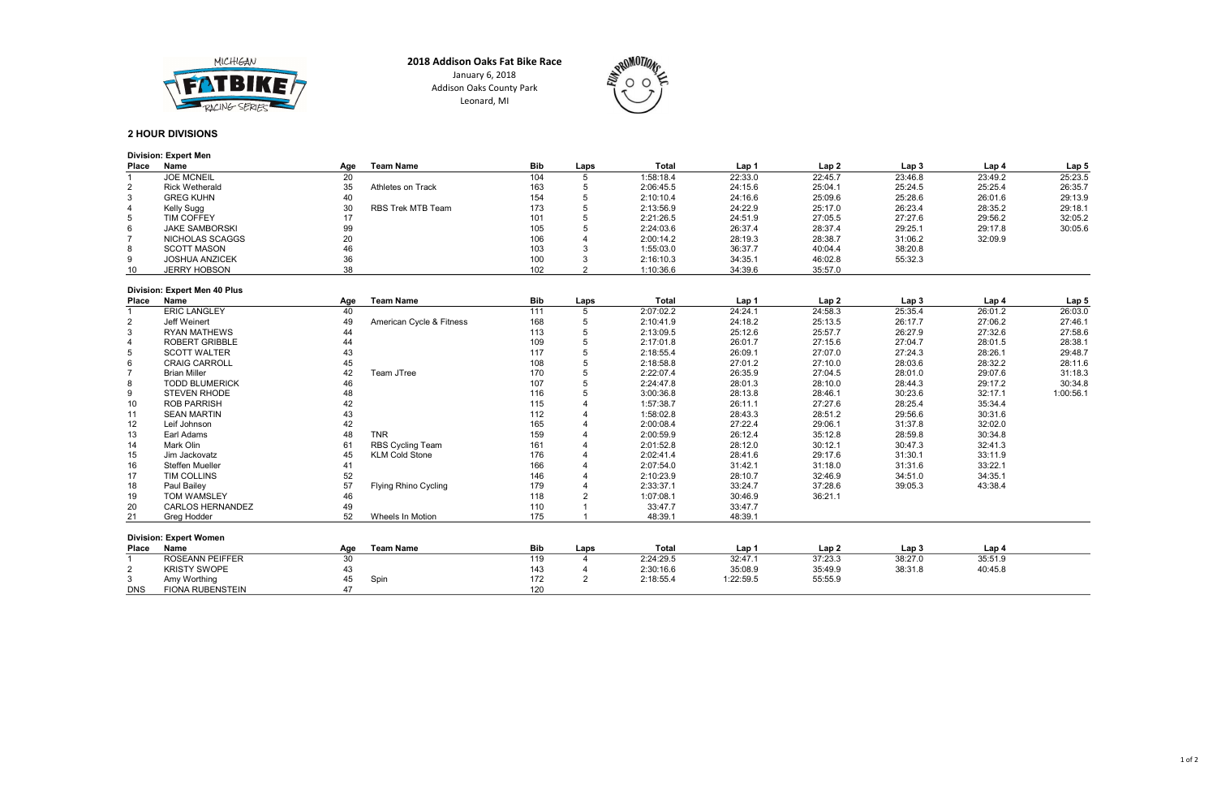# 2018 Addison Oaks Fat Bike Race

January 6, 2018
Addison Oaks County Park
Leonard, MI

## 2 HOUR DIVISIONS

### Division: Expert Men

| Place | Name | Age | Team Name | Bib | Laps | Total | Lap 1 | Lap 2 | Lap 3 | Lap 4 | Lap 5 |
|---|---|---|---|---|---|---|---|---|---|---|---|
| 1 | JOE MCNEIL | 20 | | 104 | 5 | 1:58:18.4 | 22:33.0 | 22:45.7 | 23:46.8 | 23:49.2 | 25:23.5 |
| 2 | Rick Wetherald | 35 | Athletes on Track | 163 | 5 | 2:06:45.5 | 24:15.6 | 25:04.1 | 25:24.5 | 25:25.4 | 26:35.7 |
| 3 | GREG KUHN | 40 | | 154 | 5 | 2:10:10.4 | 24:16.6 | 25:09.6 | 25:28.6 | 26:01.6 | 29:13.9 |
| 4 | Kelly Sugg | 30 | RBS Trek MTB Team | 173 | 5 | 2:13:56.9 | 24:22.9 | 25:17.0 | 26:23.4 | 28:35.2 | 29:18.1 |
| 5 | TIM COFFEY | 17 | | 101 | 5 | 2:21:26.5 | 24:51.9 | 27:05.5 | 27:27.6 | 29:56.2 | 32:05.2 |
| 6 | JAKE SAMBORSKI | 99 | | 105 | 5 | 2:24:03.6 | 26:37.4 | 28:37.4 | 29:25.1 | 29:17.8 | 30:05.6 |
| 7 | NICHOLAS SCAGGS | 20 | | 106 | 4 | 2:00:14.2 | 28:19.3 | 28:38.7 | 31:06.2 | 32:09.9 | |
| 8 | SCOTT MASON | 46 | | 103 | 3 | 1:55:03.0 | 36:37.7 | 40:04.4 | 38:20.8 | | |
| 9 | JOSHUA ANZICEK | 36 | | 100 | 3 | 2:16:10.3 | 34:35.1 | 46:02.8 | 55:32.3 | | |
| 10 | JERRY HOBSON | 38 | | 102 | 2 | 1:10:36.6 | 34:39.6 | 35:57.0 | | | |

### Division: Expert Men 40 Plus

| Place | Name | Age | Team Name | Bib | Laps | Total | Lap 1 | Lap 2 | Lap 3 | Lap 4 | Lap 5 |
|---|---|---|---|---|---|---|---|---|---|---|---|
| 1 | ERIC LANGLEY | 40 | | 111 | 5 | 2:07:02.2 | 24:24.1 | 24:58.3 | 25:35.4 | 26:01.2 | 26:03.0 |
| 2 | Jeff Weinert | 49 | American Cycle & Fitness | 168 | 5 | 2:10:41.9 | 24:18.2 | 25:13.5 | 26:17.7 | 27:06.2 | 27:46.1 |
| 3 | RYAN MATHEWS | 44 | | 113 | 5 | 2:13:09.5 | 25:12.6 | 25:57.7 | 26:27.9 | 27:32.6 | 27:58.6 |
| 4 | ROBERT GRIBBLE | 44 | | 109 | 5 | 2:17:01.8 | 26:01.7 | 27:15.6 | 27:04.7 | 28:01.5 | 28:38.1 |
| 5 | SCOTT WALTER | 43 | | 117 | 5 | 2:18:55.4 | 26:09.1 | 27:07.0 | 27:24.3 | 28:26.1 | 29:48.7 |
| 6 | CRAIG CARROLL | 45 | | 108 | 5 | 2:18:58.8 | 27:01.2 | 27:10.0 | 28:03.6 | 28:32.2 | 28:11.6 |
| 7 | Brian Miller | 42 | Team JTree | 170 | 5 | 2:22:07.4 | 26:35.9 | 27:04.5 | 28:01.0 | 29:07.6 | 31:18.3 |
| 8 | TODD BLUMERICK | 46 | | 107 | 5 | 2:24:47.8 | 28:01.3 | 28:10.0 | 28:44.3 | 29:17.2 | 30:34.8 |
| 9 | STEVEN RHODE | 48 | | 116 | 5 | 3:00:36.8 | 28:13.8 | 28:46.1 | 30:23.6 | 32:17.1 | 1:00:56.1 |
| 10 | ROB PARRISH | 42 | | 115 | 4 | 1:57:38.7 | 26:11.1 | 27:27.6 | 28:25.4 | 35:34.4 | |
| 11 | SEAN MARTIN | 43 | | 112 | 4 | 1:58:02.8 | 28:43.3 | 28:51.2 | 29:56.6 | 30:31.6 | |
| 12 | Leif Johnson | 42 | | 165 | 4 | 2:00:08.4 | 27:22.4 | 29:06.1 | 31:37.8 | 32:02.0 | |
| 13 | Earl Adams | 48 | TNR | 159 | 4 | 2:00:59.9 | 26:12.4 | 35:12.8 | 28:59.8 | 30:34.8 | |
| 14 | Mark Olin | 61 | RBS Cycling Team | 161 | 4 | 2:01:52.8 | 28:12.0 | 30:12.1 | 30:47.3 | 32:41.3 | |
| 15 | Jim Jackovatz | 45 | KLM Cold Stone | 176 | 4 | 2:02:41.4 | 28:41.6 | 29:17.6 | 31:30.1 | 33:11.9 | |
| 16 | Steffen Mueller | 41 | | 166 | 4 | 2:07:54.0 | 31:42.1 | 31:18.0 | 31:31.6 | 33:22.1 | |
| 17 | TIM COLLINS | 52 | | 146 | 4 | 2:10:23.9 | 28:10.7 | 32:46.9 | 34:51.0 | 34:35.1 | |
| 18 | Paul Bailey | 57 | Flying Rhino Cycling | 179 | 4 | 2:33:37.1 | 33:24.7 | 37:28.6 | 39:05.3 | 43:38.4 | |
| 19 | TOM WAMSLEY | 46 | | 118 | 2 | 1:07:08.1 | 30:46.9 | 36:21.1 | | | |
| 20 | CARLOS HERNANDEZ | 49 | | 110 | 1 | 33:47.7 | 33:47.7 | | | | |
| 21 | Greg Hodder | 52 | Wheels In Motion | 175 | 1 | 48:39.1 | 48:39.1 | | | | |

### Division: Expert Women

| Place | Name | Age | Team Name | Bib | Laps | Total | Lap 1 | Lap 2 | Lap 3 | Lap 4 |
|---|---|---|---|---|---|---|---|---|---|---|
| 1 | ROSEANN PEIFFER | 30 | | 119 | 4 | 2:24:29.5 | 32:47.1 | 37:23.3 | 38:27.0 | 35:51.9 |
| 2 | KRISTY SWOPE | 43 | | 143 | 4 | 2:30:16.6 | 35:08.9 | 35:49.9 | 38:31.8 | 40:45.8 |
| 3 | Amy Worthing | 45 | Spin | 172 | 2 | 2:18:55.4 | 1:22:59.5 | 55:55.9 | | |
| DNS | FIONA RUBENSTEIN | 47 | | 120 | | | | | | |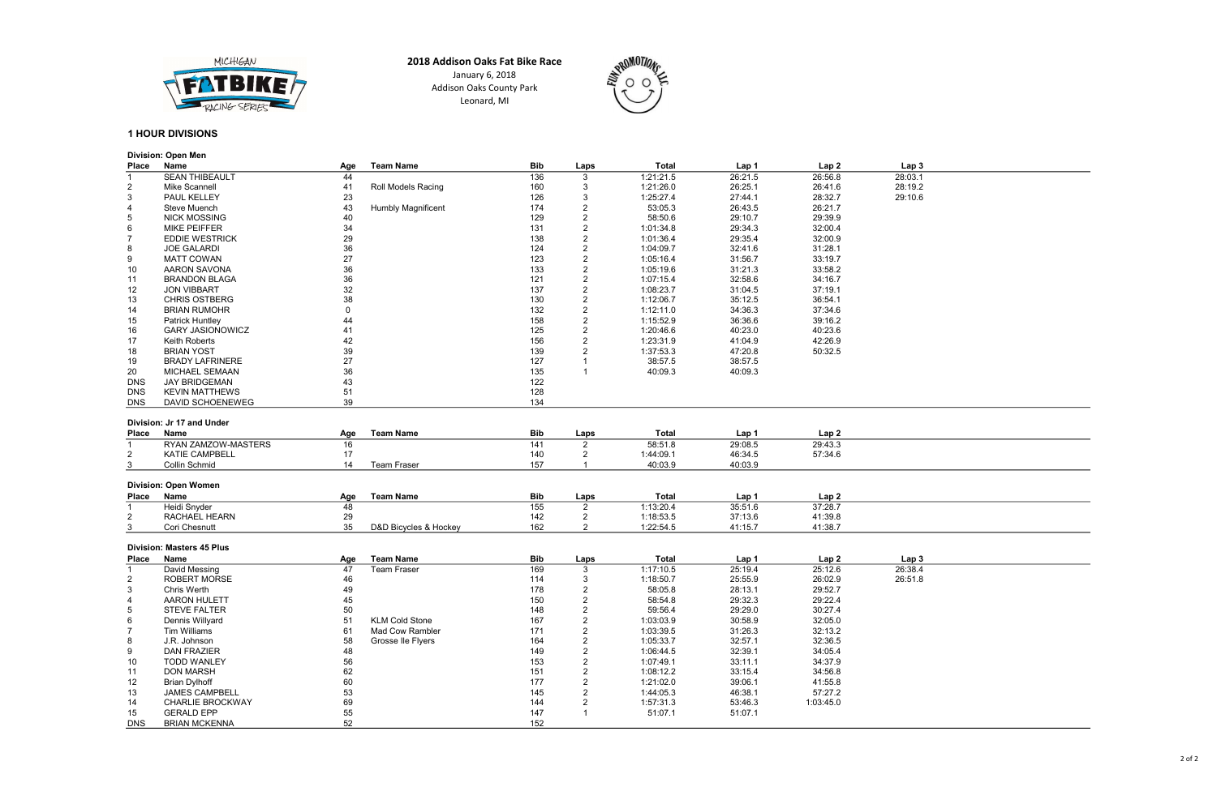# 2018 Addison Oaks Fat Bike Race

January 6, 2018
Addison Oaks County Park
Leonard, MI

## 1 HOUR DIVISIONS

### Division: Open Men

| Place | Name | Age | Team Name | Bib | Laps | Total | Lap 1 | Lap 2 | Lap 3 |
|---|---|---|---|---|---|---|---|---|---|
| 1 | SEAN THIBEAULT | 44 | | 136 | 3 | 1:21:21.5 | 26:21.5 | 26:56.8 | 28:03.1 |
| 2 | Mike Scannell | 41 | Roll Models Racing | 160 | 3 | 1:21:26.0 | 26:25.1 | 26:41.6 | 28:19.2 |
| 3 | PAUL KELLEY | 23 | | 126 | 3 | 1:25:27.4 | 27:44.1 | 28:32.7 | 29:10.6 |
| 4 | Steve Muench | 43 | Humbly Magnificent | 174 | 2 | 53:05.3 | 26:43.5 | 26:21.7 | |
| 5 | NICK MOSSING | 40 | | 129 | 2 | 58:50.6 | 29:10.7 | 29:39.9 | |
| 6 | MIKE PEIFFER | 34 | | 131 | 2 | 1:01:34.8 | 29:34.3 | 32:00.4 | |
| 7 | EDDIE WESTRICK | 29 | | 138 | 2 | 1:01:36.4 | 29:35.4 | 32:00.9 | |
| 8 | JOE GALARDI | 36 | | 124 | 2 | 1:04:09.7 | 32:41.6 | 31:28.1 | |
| 9 | MATT COWAN | 27 | | 123 | 2 | 1:05:16.4 | 31:56.7 | 33:19.7 | |
| 10 | AARON SAVONA | 36 | | 133 | 2 | 1:05:19.6 | 31:21.3 | 33:58.2 | |
| 11 | BRANDON BLAGA | 36 | | 121 | 2 | 1:07:15.4 | 32:58.6 | 34:16.7 | |
| 12 | JON VIBBART | 32 | | 137 | 2 | 1:08:23.7 | 31:04.5 | 37:19.1 | |
| 13 | CHRIS OSTBERG | 38 | | 130 | 2 | 1:12:06.7 | 35:12.5 | 36:54.1 | |
| 14 | BRIAN RUMOHR | 0 | | 132 | 2 | 1:12:11.0 | 34:36.3 | 37:34.6 | |
| 15 | Patrick Huntley | 44 | | 158 | 2 | 1:15:52.9 | 36:36.6 | 39:16.2 | |
| 16 | GARY JASIONOWICZ | 41 | | 125 | 2 | 1:20:46.6 | 40:23.0 | 40:23.6 | |
| 17 | Keith Roberts | 42 | | 156 | 2 | 1:23:31.9 | 41:04.9 | 42:26.9 | |
| 18 | BRIAN YOST | 39 | | 139 | 2 | 1:37:53.3 | 47:20.8 | 50:32.5 | |
| 19 | BRADY LAFRINERE | 27 | | 127 | 1 | 38:57.5 | 38:57.5 | | |
| 20 | MICHAEL SEMAAN | 36 | | 135 | 1 | 40:09.3 | 40:09.3 | | |
| DNS | JAY BRIDGEMAN | 43 | | 122 | | | | | |
| DNS | KEVIN MATTHEWS | 51 | | 128 | | | | | |
| DNS | DAVID SCHOENEWEG | 39 | | 134 | | | | | |

### Division: Jr 17 and Under

| Place | Name | Age | Team Name | Bib | Laps | Total | Lap 1 | Lap 2 |
|---|---|---|---|---|---|---|---|---|
| 1 | RYAN ZAMZOW-MASTERS | 16 | | 141 | 2 | 58:51.8 | 29:08.5 | 29:43.3 |
| 2 | KATIE CAMPBELL | 17 | | 140 | 2 | 1:44:09.1 | 46:34.5 | 57:34.6 |
| 3 | Collin Schmid | 14 | Team Fraser | 157 | 1 | 40:03.9 | 40:03.9 | |

### Division: Open Women

| Place | Name | Age | Team Name | Bib | Laps | Total | Lap 1 | Lap 2 |
|---|---|---|---|---|---|---|---|---|
| 1 | Heidi Snyder | 48 | | 155 | 2 | 1:13:20.4 | 35:51.6 | 37:28.7 |
| 2 | RACHAEL HEARN | 29 | | 142 | 2 | 1:18:53.5 | 37:13.6 | 41:39.8 |
| 3 | Cori Chesnutt | 35 | D&D Bicycles & Hockey | 162 | 2 | 1:22:54.5 | 41:15.7 | 41:38.7 |

### Division: Masters 45 Plus

| Place | Name | Age | Team Name | Bib | Laps | Total | Lap 1 | Lap 2 | Lap 3 |
|---|---|---|---|---|---|---|---|---|---|
| 1 | David Messing | 47 | Team Fraser | 169 | 3 | 1:17:10.5 | 25:19.4 | 25:12.6 | 26:38.4 |
| 2 | ROBERT MORSE | 46 | | 114 | 3 | 1:18:50.7 | 25:55.9 | 26:02.9 | 26:51.8 |
| 3 | Chris Werth | 49 | | 178 | 2 | 58:05.8 | 28:13.1 | 29:52.7 | |
| 4 | AARON HULETT | 45 | | 150 | 2 | 58:54.8 | 29:32.3 | 29:22.4 | |
| 5 | STEVE FALTER | 50 | | 148 | 2 | 59:56.4 | 29:29.0 | 30:27.4 | |
| 6 | Dennis Willyard | 51 | KLM Cold Stone | 167 | 2 | 1:03:03.9 | 30:58.9 | 32:05.0 | |
| 7 | Tim Williams | 61 | Mad Cow Rambler | 171 | 2 | 1:03:39.5 | 31:26.3 | 32:13.2 | |
| 8 | J.R. Johnson | 58 | Grosse Ile Flyers | 164 | 2 | 1:05:33.7 | 32:57.1 | 32:36.5 | |
| 9 | DAN FRAZIER | 48 | | 149 | 2 | 1:06:44.5 | 32:39.1 | 34:05.4 | |
| 10 | TODD WANLEY | 56 | | 153 | 2 | 1:07:49.1 | 33:11.1 | 34:37.9 | |
| 11 | DON MARSH | 62 | | 151 | 2 | 1:08:12.2 | 33:15.4 | 34:56.8 | |
| 12 | Brian Dylhoff | 60 | | 177 | 2 | 1:21:02.0 | 39:06.1 | 41:55.8 | |
| 13 | JAMES CAMPBELL | 53 | | 145 | 2 | 1:44:05.3 | 46:38.1 | 57:27.2 | |
| 14 | CHARLIE BROCKWAY | 69 | | 144 | 2 | 1:57:31.3 | 53:46.3 | 1:03:45.0 | |
| 15 | GERALD EPP | 55 | | 147 | 1 | 51:07.1 | 51:07.1 | | |
| DNS | BRIAN MCKENNA | 52 | | 152 | | | | | |